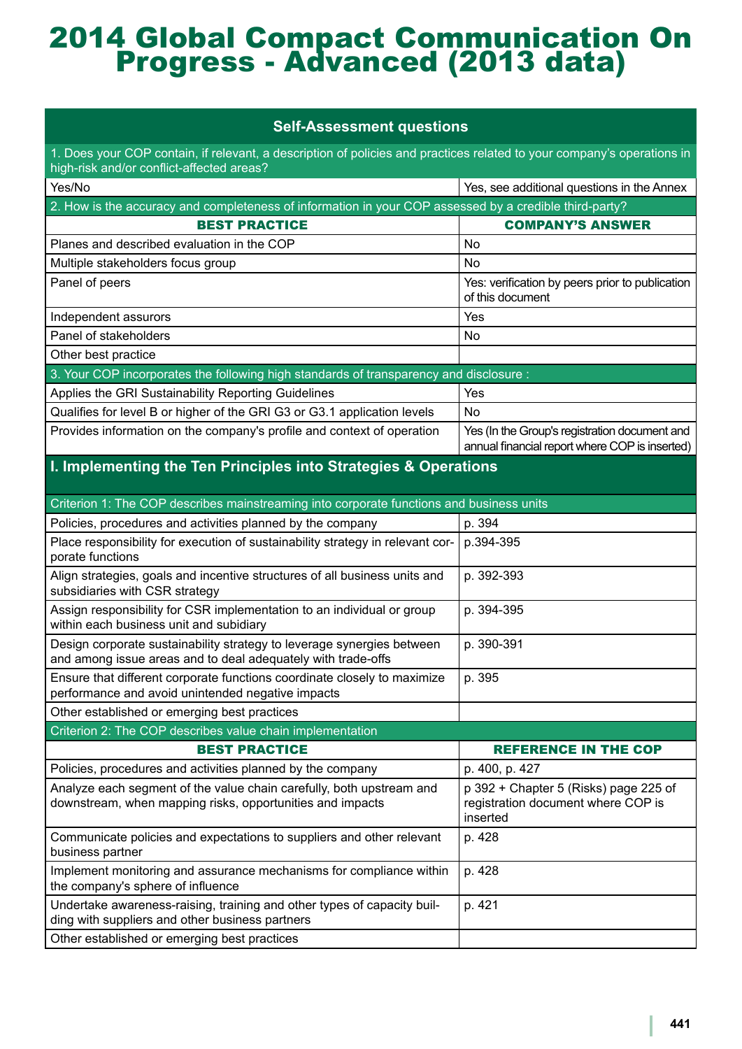# 2014 Global Compact Communication On Progress - Advanced (2013 data)

| Self-Assessment questions | |
|---|---|
| 1. Does your COP contain, if relevant, a description of policies and practices related to your company's operations in high-risk and/or conflict-affected areas? | |
| Yes/No | Yes, see additional questions in the Annex |
| 2. How is the accuracy and completeness of information in your COP assessed by a credible third-party? | |
| **BEST PRACTICE** | **COMPANY'S ANSWER** |
| Planes and described evaluation in the COP | No |
| Multiple stakeholders focus group | No |
| Panel of peers | Yes: verification by peers prior to publication of this document |
| Independent assurors | Yes |
| Panel of stakeholders | No |
| Other best practice | |
| 3. Your COP incorporates the following high standards of transparency and disclosure : | |
| Applies the GRI Sustainability Reporting Guidelines | Yes |
| Qualifies for level B or higher of the GRI G3 or G3.1 application levels | No |
| Provides information on the company's profile and context of operation | Yes (In the Group's registration document and annual financial report where COP is inserted) |

## I. Implementing the Ten Principles into Strategies & Operations

| Criterion 1: The COP describes mainstreaming into corporate functions and business units | |
|---|---|
| Policies, procedures and activities planned by the company | p. 394 |
| Place responsibility for execution of sustainability strategy in relevant corporate functions | p.394-395 |
| Align strategies, goals and incentive structures of all business units and subsidiaries with CSR strategy | p. 392-393 |
| Assign responsibility for CSR implementation to an individual or group within each business unit and subidiary | p. 394-395 |
| Design corporate sustainability strategy to leverage synergies between and among issue areas and to deal adequately with trade-offs | p. 390-391 |
| Ensure that different corporate functions coordinate closely to maximize performance and avoid unintended negative impacts | p. 395 |
| Other established or emerging best practices | |

| Criterion 2: The COP describes value chain implementation | |
|---|---|
| **BEST PRACTICE** | **REFERENCE IN THE COP** |
| Policies, procedures and activities planned by the company | p. 400, p. 427 |
| Analyze each segment of the value chain carefully, both upstream and downstream, when mapping risks, opportunities and impacts | p 392 + Chapter 5 (Risks) page 225 of registration document where COP is inserted |
| Communicate policies and expectations to suppliers and other relevant business partner | p. 428 |
| Implement monitoring and assurance mechanisms for compliance within the company's sphere of influence | p. 428 |
| Undertake awareness-raising, training and other types of capacity building with suppliers and other business partners | p. 421 |
| Other established or emerging best practices | |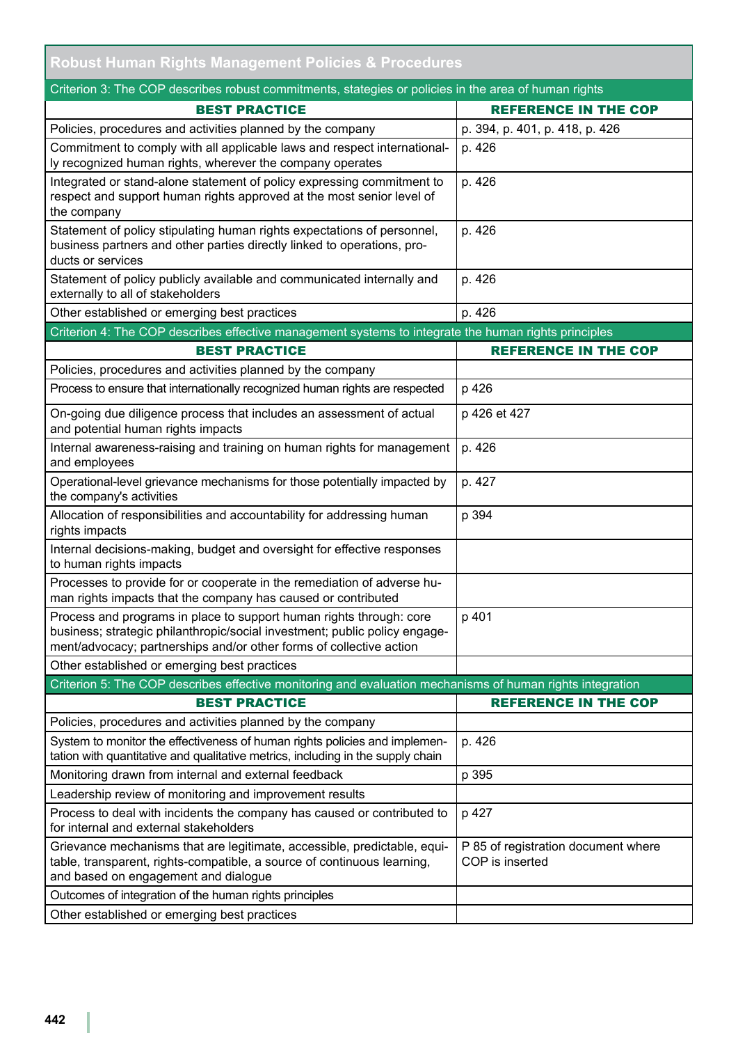## Robust Human Rights Management Policies & Procedures

### Criterion 3: The COP describes robust commitments, stategies or policies in the area of human rights

| BEST PRACTICE | REFERENCE IN THE COP |
|---|---|
| Policies, procedures and activities planned by the company | p. 394, p. 401, p. 418, p. 426 |
| Commitment to comply with all applicable laws and respect internationally recognized human rights, wherever the company operates | p. 426 |
| Integrated or stand-alone statement of policy expressing commitment to respect and support human rights approved at the most senior level of the company | p. 426 |
| Statement of policy stipulating human rights expectations of personnel, business partners and other parties directly linked to operations, products or services | p. 426 |
| Statement of policy publicly available and communicated internally and externally to all of stakeholders | p. 426 |
| Other established or emerging best practices | p. 426 |

### Criterion 4: The COP describes effective management systems to integrate the human rights principles

| BEST PRACTICE | REFERENCE IN THE COP |
|---|---|
| Policies, procedures and activities planned by the company | |
| Process to ensure that internationally recognized human rights are respected | p 426 |
| On-going due diligence process that includes an assessment of actual and potential human rights impacts | p 426 et 427 |
| Internal awareness-raising and training on human rights for management and employees | p. 426 |
| Operational-level grievance mechanisms for those potentially impacted by the company's activities | p. 427 |
| Allocation of responsibilities and accountability for addressing human rights impacts | p 394 |
| Internal decisions-making, budget and oversight for effective responses to human rights impacts | |
| Processes to provide for or cooperate in the remediation of adverse human rights impacts that the company has caused or contributed | |
| Process and programs in place to support human rights through: core business; strategic philanthropic/social investment; public policy engagement/advocacy; partnerships and/or other forms of collective action | p 401 |
| Other established or emerging best practices | |

### Criterion 5: The COP describes effective monitoring and evaluation mechanisms of human rights integration

| BEST PRACTICE | REFERENCE IN THE COP |
|---|---|
| Policies, procedures and activities planned by the company | |
| System to monitor the effectiveness of human rights policies and implementation with quantitative and qualitative metrics, including in the supply chain | p. 426 |
| Monitoring drawn from internal and external feedback | p 395 |
| Leadership review of monitoring and improvement results | |
| Process to deal with incidents the company has caused or contributed to for internal and external stakeholders | p 427 |
| Grievance mechanisms that are legitimate, accessible, predictable, equitable, transparent, rights-compatible, a source of continuous learning, and based on engagement and dialogue | P 85 of registration document where COP is inserted |
| Outcomes of integration of the human rights principles | |
| Other established or emerging best practices | |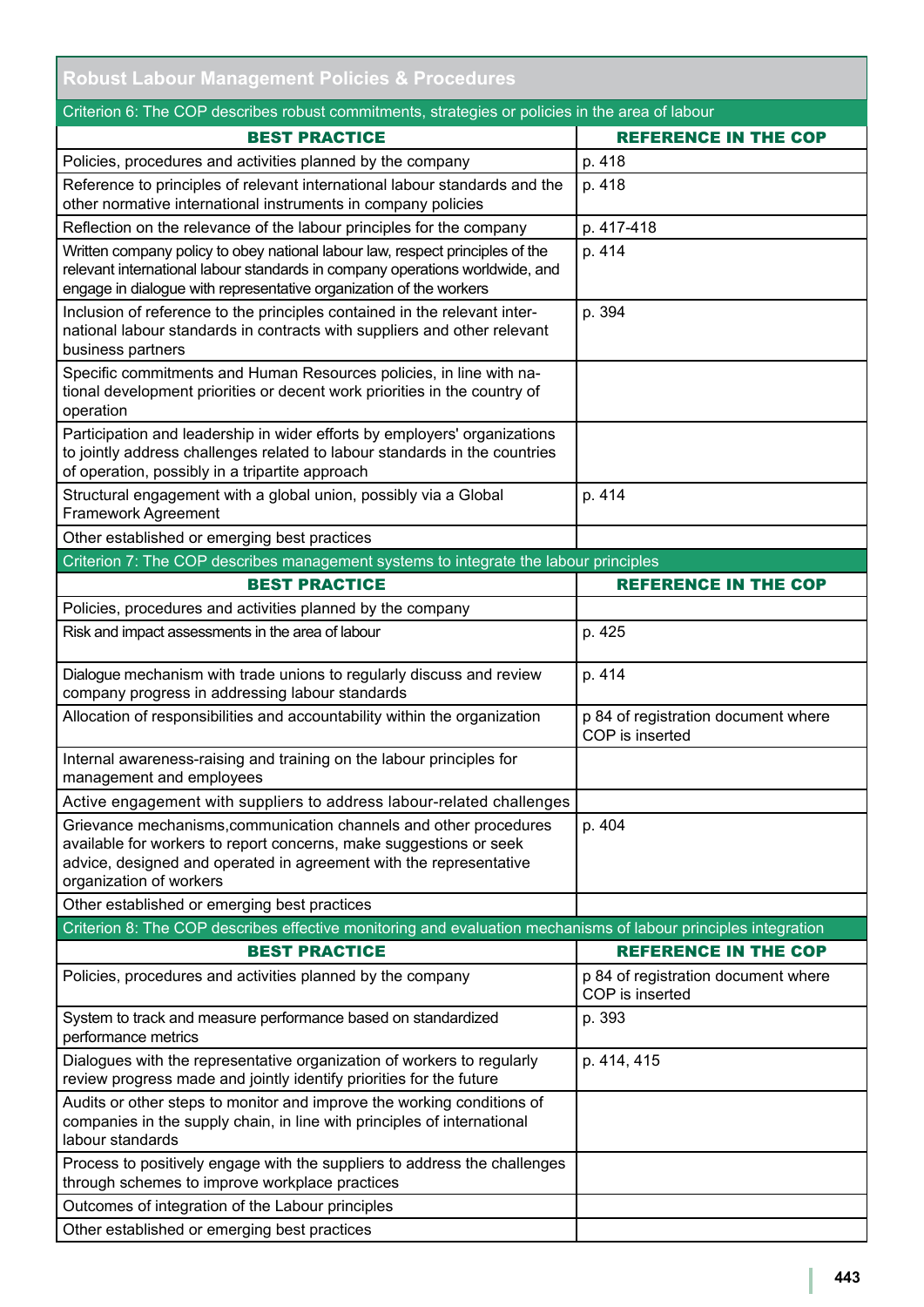## Robust Labour Management Policies & Procedures

| Criterion 6: The COP describes robust commitments, strategies or policies in the area of labour | |
|---|---|
| **BEST PRACTICE** | **REFERENCE IN THE COP** |
| Policies, procedures and activities planned by the company | p. 418 |
| Reference to principles of relevant international labour standards and the other normative international instruments in company policies | p. 418 |
| Reflection on the relevance of the labour principles for the company | p. 417-418 |
| Written company policy to obey national labour law, respect principles of the relevant international labour standards in company operations worldwide, and engage in dialogue with representative organization of the workers | p. 414 |
| Inclusion of reference to the principles contained in the relevant international labour standards in contracts with suppliers and other relevant business partners | p. 394 |
| Specific commitments and Human Resources policies, in line with national development priorities or decent work priorities in the country of operation | |
| Participation and leadership in wider efforts by employers' organizations to jointly address challenges related to labour standards in the countries of operation, possibly in a tripartite approach | |
| Structural engagement with a global union, possibly via a Global Framework Agreement | p. 414 |
| Other established or emerging best practices | |

| Criterion 7: The COP describes management systems to integrate the labour principles | |
|---|---|
| **BEST PRACTICE** | **REFERENCE IN THE COP** |
| Policies, procedures and activities planned by the company | |
| Risk and impact assessments in the area of labour | p. 425 |
| Dialogue mechanism with trade unions to regularly discuss and review company progress in addressing labour standards | p. 414 |
| Allocation of responsibilities and accountability within the organization | p 84 of registration document where COP is inserted |
| Internal awareness-raising and training on the labour principles for management and employees | |
| Active engagement with suppliers to address labour-related challenges | |
| Grievance mechanisms,communication channels and other procedures available for workers to report concerns, make suggestions or seek advice, designed and operated in agreement with the representative organization of workers | p. 404 |
| Other established or emerging best practices | |

| Criterion 8: The COP describes effective monitoring and evaluation mechanisms of labour principles integration | |
|---|---|
| **BEST PRACTICE** | **REFERENCE IN THE COP** |
| Policies, procedures and activities planned by the company | p 84 of registration document where COP is inserted |
| System to track and measure performance based on standardized performance metrics | p. 393 |
| Dialogues with the representative organization of workers to regularly review progress made and jointly identify priorities for the future | p. 414, 415 |
| Audits or other steps to monitor and improve the working conditions of companies in the supply chain, in line with principles of international labour standards | |
| Process to positively engage with the suppliers to address the challenges through schemes to improve workplace practices | |
| Outcomes of integration of the Labour principles | |
| Other established or emerging best practices | |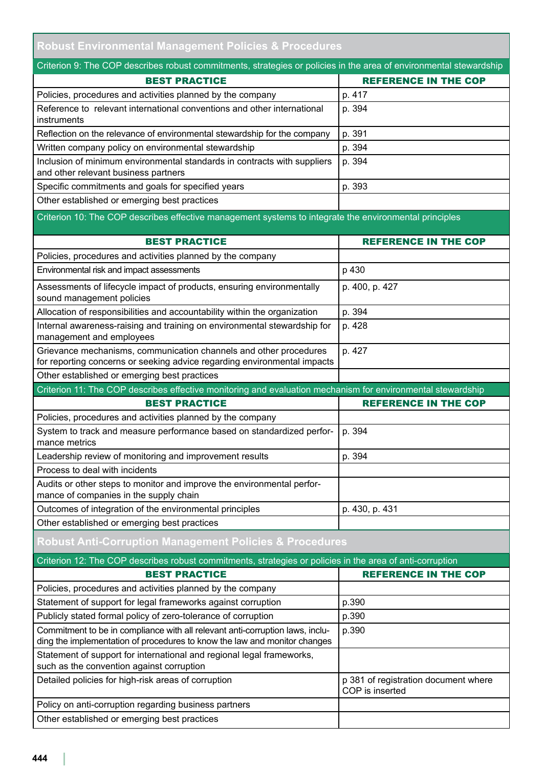## Robust Environmental Management Policies & Procedures

**Criterion 9: The COP describes robust commitments, strategies or policies in the area of environmental stewardship**

| BEST PRACTICE | REFERENCE IN THE COP |
|---|---|
| Policies, procedures and activities planned by the company | p. 417 |
| Reference to relevant international conventions and other international instruments | p. 394 |
| Reflection on the relevance of environmental stewardship for the company | p. 391 |
| Written company policy on environmental stewardship | p. 394 |
| Inclusion of minimum environmental standards in contracts with suppliers and other relevant business partners | p. 394 |
| Specific commitments and goals for specified years | p. 393 |
| Other established or emerging best practices | |

**Criterion 10: The COP describes effective management systems to integrate the environmental principles**

| BEST PRACTICE | REFERENCE IN THE COP |
|---|---|
| Policies, procedures and activities planned by the company | |
| Environmental risk and impact assessments | p 430 |
| Assessments of lifecycle impact of products, ensuring environmentally sound management policies | p. 400, p. 427 |
| Allocation of responsibilities and accountability within the organization | p. 394 |
| Internal awareness-raising and training on environmental stewardship for management and employees | p. 428 |
| Grievance mechanisms, communication channels and other procedures for reporting concerns or seeking advice regarding environmental impacts | p. 427 |
| Other established or emerging best practices | |

**Criterion 11: The COP describes effective monitoring and evaluation mechanism for environmental stewardship**

| BEST PRACTICE | REFERENCE IN THE COP |
|---|---|
| Policies, procedures and activities planned by the company | |
| System to track and measure performance based on standardized performance metrics | p. 394 |
| Leadership review of monitoring and improvement results | p. 394 |
| Process to deal with incidents | |
| Audits or other steps to monitor and improve the environmental performance of companies in the supply chain | |
| Outcomes of integration of the environmental principles | p. 430, p. 431 |
| Other established or emerging best practices | |

## Robust Anti-Corruption Management Policies & Procedures

**Criterion 12: The COP describes robust commitments, strategies or policies in the area of anti-corruption**

| BEST PRACTICE | REFERENCE IN THE COP |
|---|---|
| Policies, procedures and activities planned by the company | |
| Statement of support for legal frameworks against corruption | p.390 |
| Publicly stated formal policy of zero-tolerance of corruption | p.390 |
| Commitment to be in compliance with all relevant anti-corruption laws, including the implementation of procedures to know the law and monitor changes | p.390 |
| Statement of support for international and regional legal frameworks, such as the convention against corruption | |
| Detailed policies for high-risk areas of corruption | p 381 of registration document where COP is inserted |
| Policy on anti-corruption regarding business partners | |
| Other established or emerging best practices | |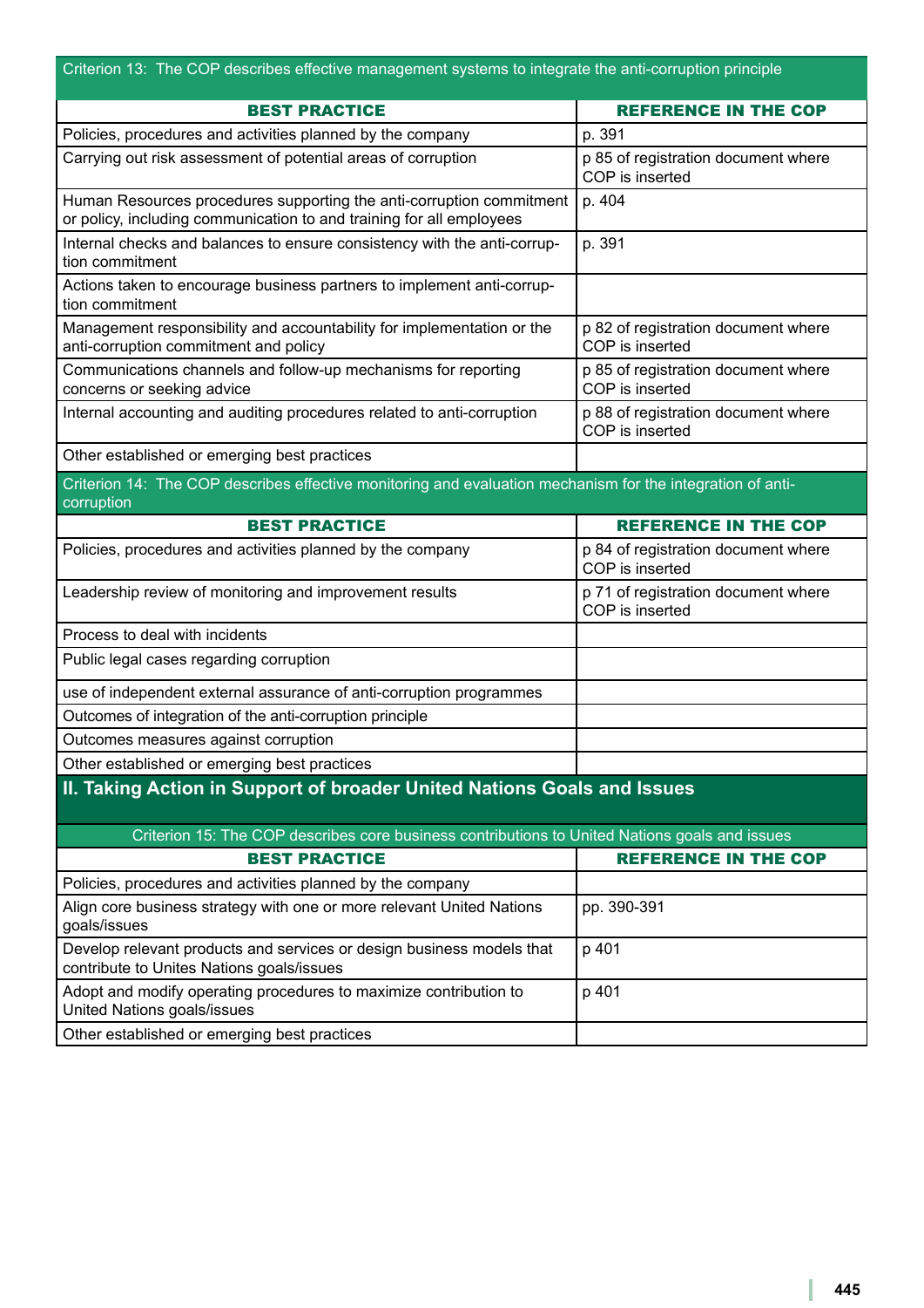| Criterion 13: The COP describes effective management systems to integrate the anti-corruption principle | |
|---|---|
| **BEST PRACTICE** | **REFERENCE IN THE COP** |
| Policies, procedures and activities planned by the company | p. 391 |
| Carrying out risk assessment of potential areas of corruption | p 85 of registration document where COP is inserted |
| Human Resources procedures supporting the anti-corruption commitment or policy, including communication to and training for all employees | p. 404 |
| Internal checks and balances to ensure consistency with the anti-corruption commitment | p. 391 |
| Actions taken to encourage business partners to implement anti-corruption commitment | |
| Management responsibility and accountability for implementation or the anti-corruption commitment and policy | p 82 of registration document where COP is inserted |
| Communications channels and follow-up mechanisms for reporting concerns or seeking advice | p 85 of registration document where COP is inserted |
| Internal accounting and auditing procedures related to anti-corruption | p 88 of registration document where COP is inserted |
| Other established or emerging best practices | |

| Criterion 14: The COP describes effective monitoring and evaluation mechanism for the integration of anti-corruption | |
|---|---|
| **BEST PRACTICE** | **REFERENCE IN THE COP** |
| Policies, procedures and activities planned by the company | p 84 of registration document where COP is inserted |
| Leadership review of monitoring and improvement results | p 71 of registration document where COP is inserted |
| Process to deal with incidents | |
| Public legal cases regarding corruption | |
| use of independent external assurance of anti-corruption programmes | |
| Outcomes of integration of the anti-corruption principle | |
| Outcomes measures against corruption | |
| Other established or emerging best practices | |

## II. Taking Action in Support of broader United Nations Goals and Issues

| Criterion 15: The COP describes core business contributions to United Nations goals and issues | |
|---|---|
| **BEST PRACTICE** | **REFERENCE IN THE COP** |
| Policies, procedures and activities planned by the company | |
| Align core business strategy with one or more relevant United Nations goals/issues | pp. 390-391 |
| Develop relevant products and services or design business models that contribute to Unites Nations goals/issues | p 401 |
| Adopt and modify operating procedures to maximize contribution to United Nations goals/issues | p 401 |
| Other established or emerging best practices | |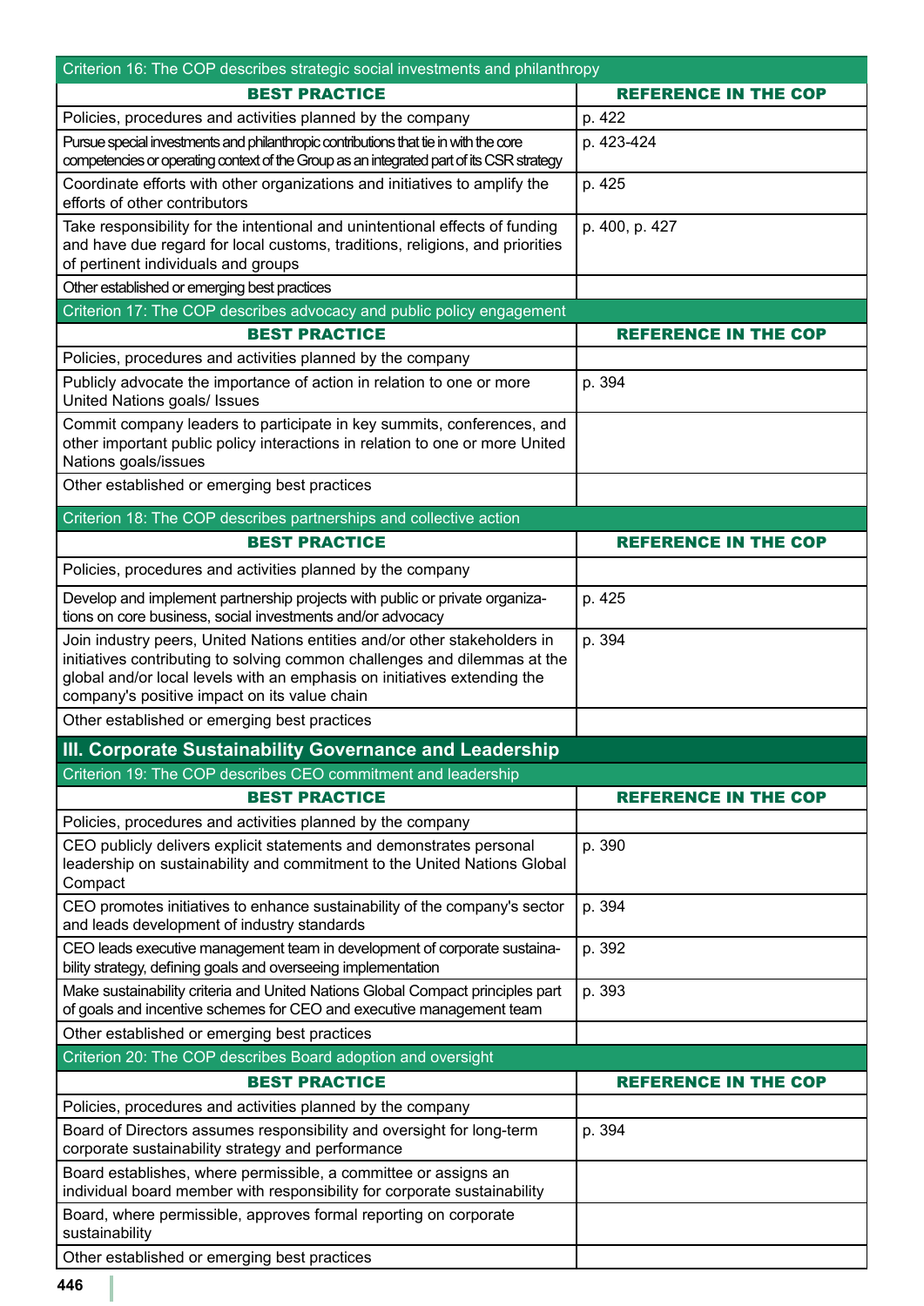| Criterion 16: The COP describes strategic social investments and philanthropy | |
|---|---|
| **BEST PRACTICE** | **REFERENCE IN THE COP** |
| Policies, procedures and activities planned by the company | p. 422 |
| Pursue special investments and philanthropic contributions that tie in with the core competencies or operating context of the Group as an integrated part of its CSR strategy | p. 423-424 |
| Coordinate efforts with other organizations and initiatives to amplify the efforts of other contributors | p. 425 |
| Take responsibility for the intentional and unintentional effects of funding and have due regard for local customs, traditions, religions, and priorities of pertinent individuals and groups | p. 400, p. 427 |
| Other established or emerging best practices | |

| Criterion 17: The COP describes advocacy and public policy engagement | |
|---|---|
| **BEST PRACTICE** | **REFERENCE IN THE COP** |
| Policies, procedures and activities planned by the company | |
| Publicly advocate the importance of action in relation to one or more United Nations goals/ Issues | p. 394 |
| Commit company leaders to participate in key summits, conferences, and other important public policy interactions in relation to one or more United Nations goals/issues | |
| Other established or emerging best practices | |

| Criterion 18: The COP describes partnerships and collective action | |
|---|---|
| **BEST PRACTICE** | **REFERENCE IN THE COP** |
| Policies, procedures and activities planned by the company | |
| Develop and implement partnership projects with public or private organizations on core business, social investments and/or advocacy | p. 425 |
| Join industry peers, United Nations entities and/or other stakeholders in initiatives contributing to solving common challenges and dilemmas at the global and/or local levels with an emphasis on initiatives extending the company's positive impact on its value chain | p. 394 |
| Other established or emerging best practices | |

## III. Corporate Sustainability Governance and Leadership

| Criterion 19: The COP describes CEO commitment and leadership | |
|---|---|
| **BEST PRACTICE** | **REFERENCE IN THE COP** |
| Policies, procedures and activities planned by the company | |
| CEO publicly delivers explicit statements and demonstrates personal leadership on sustainability and commitment to the United Nations Global Compact | p. 390 |
| CEO promotes initiatives to enhance sustainability of the company's sector and leads development of industry standards | p. 394 |
| CEO leads executive management team in development of corporate sustainability strategy, defining goals and overseeing implementation | p. 392 |
| Make sustainability criteria and United Nations Global Compact principles part of goals and incentive schemes for CEO and executive management team | p. 393 |
| Other established or emerging best practices | |

| Criterion 20: The COP describes Board adoption and oversight | |
|---|---|
| **BEST PRACTICE** | **REFERENCE IN THE COP** |
| Policies, procedures and activities planned by the company | |
| Board of Directors assumes responsibility and oversight for long-term corporate sustainability strategy and performance | p. 394 |
| Board establishes, where permissible, a committee or assigns an individual board member with responsibility for corporate sustainability | |
| Board, where permissible, approves formal reporting on corporate sustainability | |
| Other established or emerging best practices | |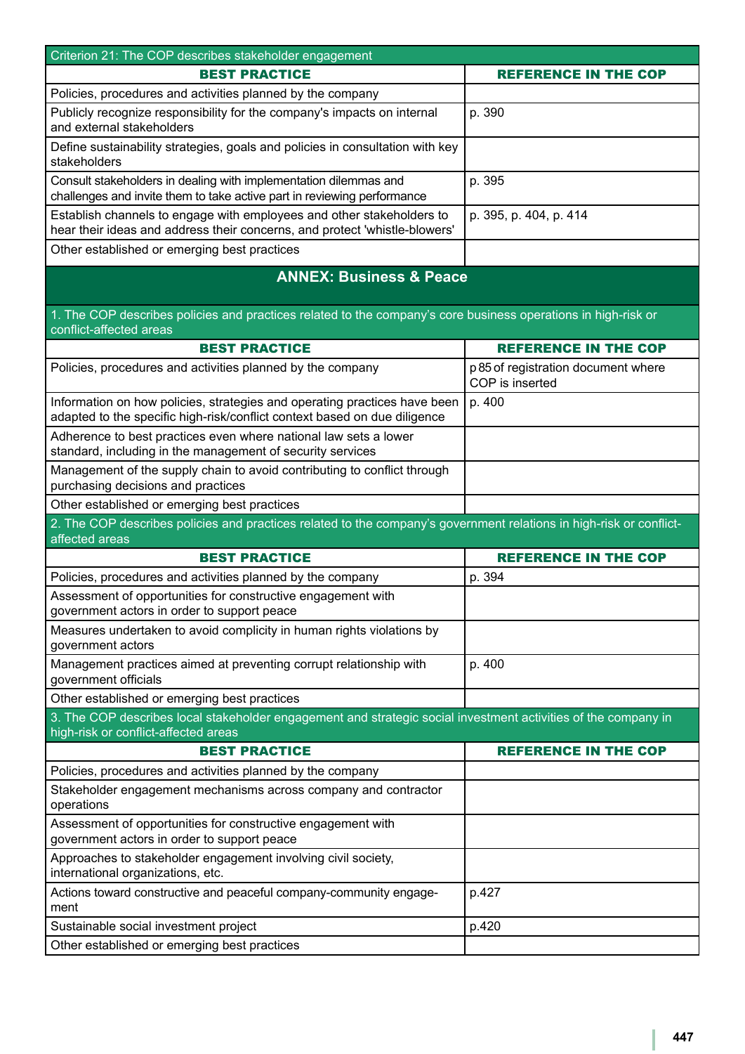| Criterion 21: The COP describes stakeholder engagement | |
|---|---|
| **BEST PRACTICE** | **REFERENCE IN THE COP** |
| Policies, procedures and activities planned by the company | |
| Publicly recognize responsibility for the company's impacts on internal and external stakeholders | p. 390 |
| Define sustainability strategies, goals and policies in consultation with key stakeholders | |
| Consult stakeholders in dealing with implementation dilemmas and challenges and invite them to take active part in reviewing performance | p. 395 |
| Establish channels to engage with employees and other stakeholders to hear their ideas and address their concerns, and protect 'whistle-blowers' | p. 395, p. 404, p. 414 |
| Other established or emerging best practices | |

## ANNEX: Business & Peace

| 1. The COP describes policies and practices related to the company's core business operations in high-risk or conflict-affected areas | |
|---|---|
| **BEST PRACTICE** | **REFERENCE IN THE COP** |
| Policies, procedures and activities planned by the company | p 85 of registration document where COP is inserted |
| Information on how policies, strategies and operating practices have been adapted to the specific high-risk/conflict context based on due diligence | p. 400 |
| Adherence to best practices even where national law sets a lower standard, including in the management of security services | |
| Management of the supply chain to avoid contributing to conflict through purchasing decisions and practices | |
| Other established or emerging best practices | |

| 2. The COP describes policies and practices related to the company's government relations in high-risk or conflict-affected areas | |
|---|---|
| **BEST PRACTICE** | **REFERENCE IN THE COP** |
| Policies, procedures and activities planned by the company | p. 394 |
| Assessment of opportunities for constructive engagement with government actors in order to support peace | |
| Measures undertaken to avoid complicity in human rights violations by government actors | |
| Management practices aimed at preventing corrupt relationship with government officials | p. 400 |
| Other established or emerging best practices | |

| 3. The COP describes local stakeholder engagement and strategic social investment activities of the company in high-risk or conflict-affected areas | |
|---|---|
| **BEST PRACTICE** | **REFERENCE IN THE COP** |
| Policies, procedures and activities planned by the company | |
| Stakeholder engagement mechanisms across company and contractor operations | |
| Assessment of opportunities for constructive engagement with government actors in order to support peace | |
| Approaches to stakeholder engagement involving civil society, international organizations, etc. | |
| Actions toward constructive and peaceful company-community engagement | p.427 |
| Sustainable social investment project | p.420 |
| Other established or emerging best practices | |